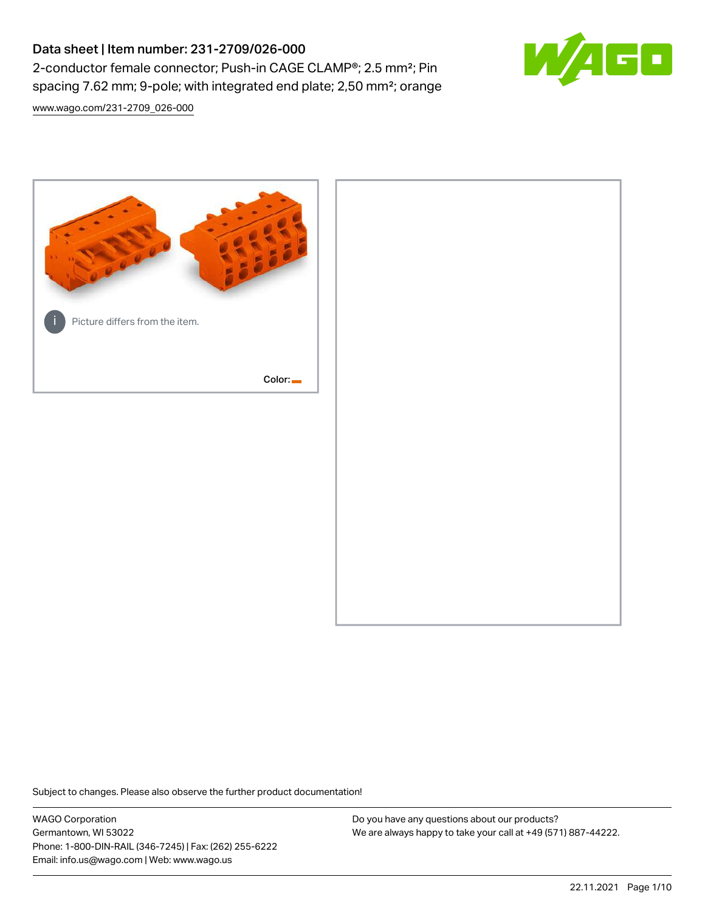# Data sheet | Item number: 231-2709/026-000

2-conductor female connector; Push-in CAGE CLAMP®; 2.5 mm²; Pin spacing 7.62 mm; 9-pole; with integrated end plate; 2,50 mm²; orange

www.wago.com/231-2709_026-000

Picture differs from the item.

Color:

Subject to changes. Please also observe the further product documentation!

WAGO Corporation
Germantown, WI 53022
Phone: 1-800-DIN-RAIL (346-7245) | Fax: (262) 255-6222
Email: info.us@wago.com | Web: www.wago.us

Do you have any questions about our products?
We are always happy to take your call at +49 (571) 887-44222.

22.11.2021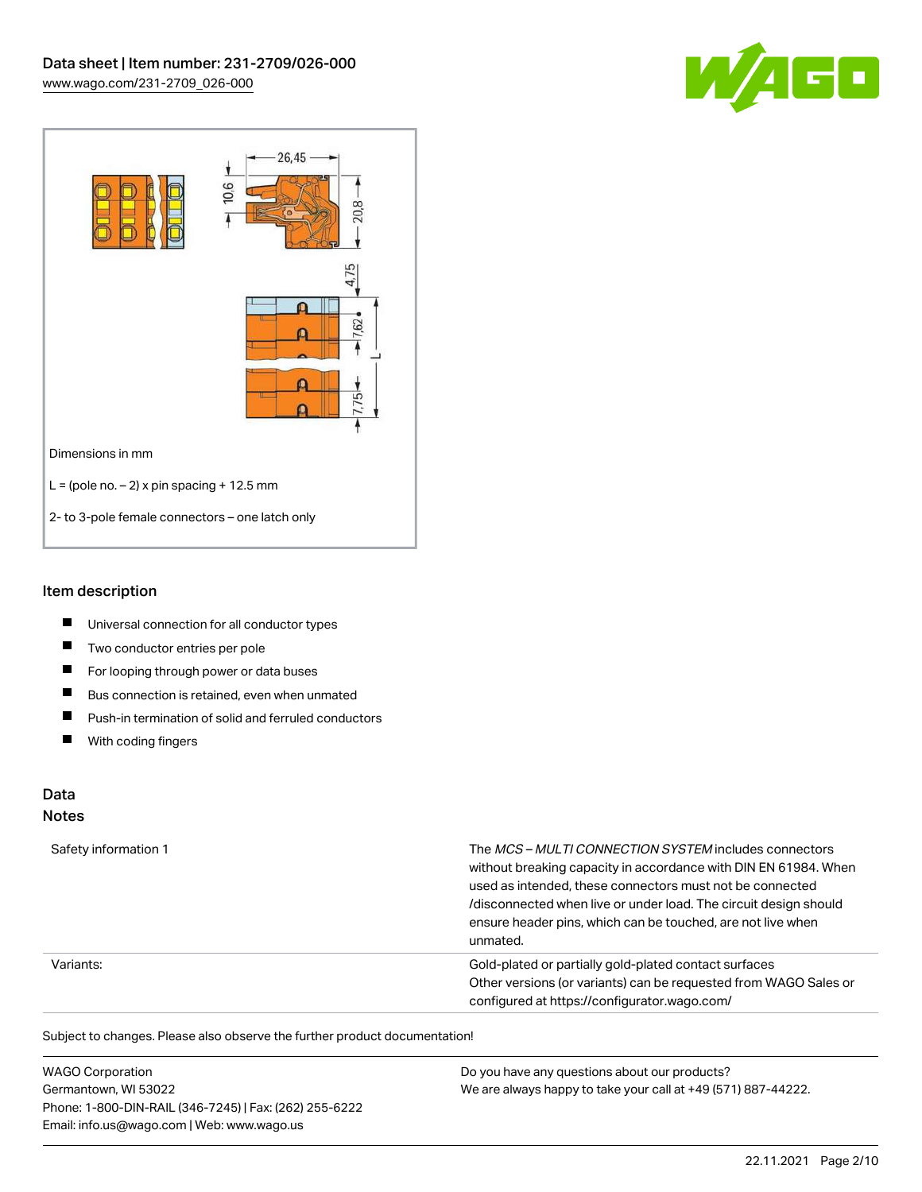Dimensions in mm

L = (pole no. – 2) x pin spacing + 12.5 mm

2- to 3-pole female connectors – one latch only

## Item description

- Universal connection for all conductor types
- Two conductor entries per pole
- For looping through power or data buses
- Bus connection is retained, even when unmated
- Push-in termination of solid and ferruled conductors
- With coding fingers

## Data

### Notes

| | |
|---|---|
| Safety information 1 | The *MCS – MULTI CONNECTION SYSTEM* includes connectors without breaking capacity in accordance with DIN EN 61984. When used as intended, these connectors must not be connected /disconnected when live or under load. The circuit design should ensure header pins, which can be touched, are not live when unmated. |
| Variants: | Gold-plated or partially gold-plated contact surfaces<br>Other versions (or variants) can be requested from WAGO Sales or configured at https://configurator.wago.com/ |

Subject to changes. Please also observe the further product documentation!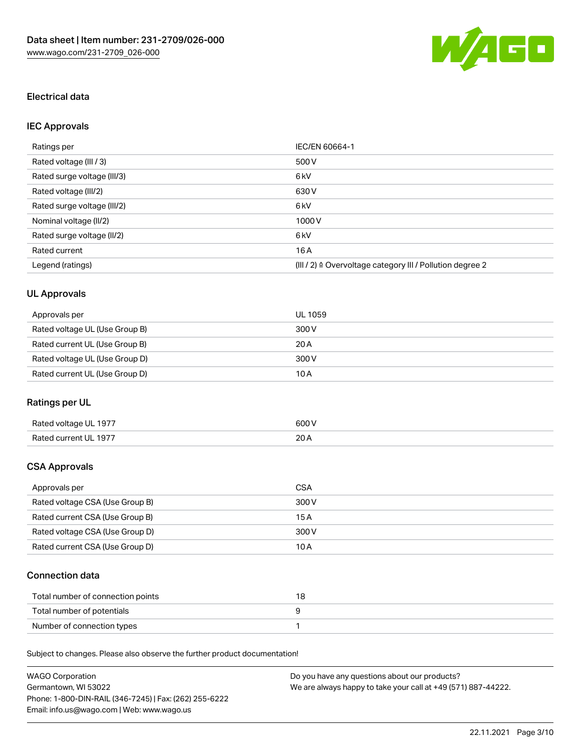## Electrical data

### IEC Approvals

| Ratings per | IEC/EN 60664-1 |
| --- | --- |
| Rated voltage (III / 3) | 500 V |
| Rated surge voltage (III/3) | 6 kV |
| Rated voltage (III/2) | 630 V |
| Rated surge voltage (III/2) | 6 kV |
| Nominal voltage (II/2) | 1000 V |
| Rated surge voltage (II/2) | 6 kV |
| Rated current | 16 A |
| Legend (ratings) | (III / 2) ≙ Overvoltage category III / Pollution degree 2 |

### UL Approvals

| Approvals per | UL 1059 |
| --- | --- |
| Rated voltage UL (Use Group B) | 300 V |
| Rated current UL (Use Group B) | 20 A |
| Rated voltage UL (Use Group D) | 300 V |
| Rated current UL (Use Group D) | 10 A |

### Ratings per UL

| Rated voltage UL 1977 | 600 V |
| --- | --- |
| Rated current UL 1977 | 20 A |

### CSA Approvals

| Approvals per | CSA |
| --- | --- |
| Rated voltage CSA (Use Group B) | 300 V |
| Rated current CSA (Use Group B) | 15 A |
| Rated voltage CSA (Use Group D) | 300 V |
| Rated current CSA (Use Group D) | 10 A |

### Connection data

| Total number of connection points | 18 |
| --- | --- |
| Total number of potentials | 9 |
| Number of connection types | 1 |

Subject to changes. Please also observe the further product documentation!

WAGO Corporation
Germantown, WI 53022
Phone: 1-800-DIN-RAIL (346-7245) | Fax: (262) 255-6222
Email: info.us@wago.com | Web: www.wago.us

Do you have any questions about our products?
We are always happy to take your call at +49 (571) 887-44222.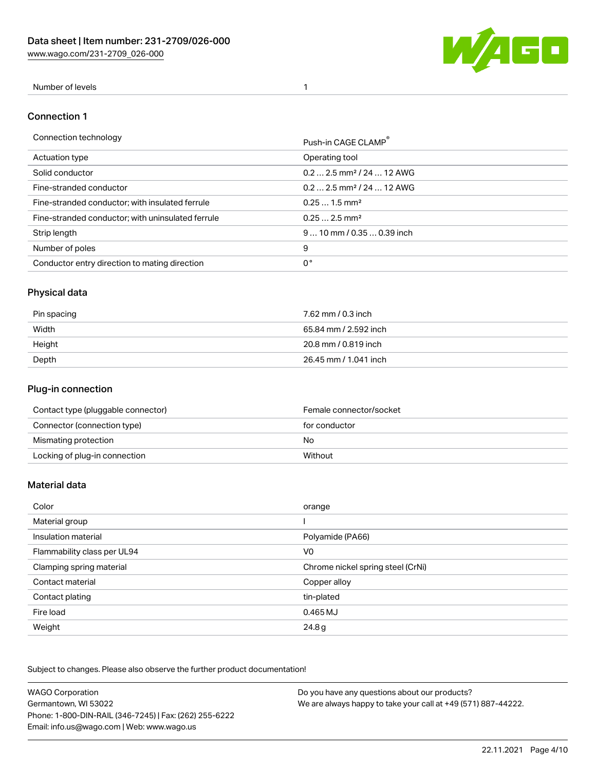| Number of levels | 1 |
| --- | --- |

## Connection 1

| Connection technology | Push-in CAGE CLAMP® |
| --- | --- |
| Actuation type | Operating tool |
| Solid conductor | 0.2 … 2.5 mm² / 24 … 12 AWG |
| Fine-stranded conductor | 0.2 … 2.5 mm² / 24 … 12 AWG |
| Fine-stranded conductor; with insulated ferrule | 0.25 … 1.5 mm² |
| Fine-stranded conductor; with uninsulated ferrule | 0.25 … 2.5 mm² |
| Strip length | 9 … 10 mm / 0.35 … 0.39 inch |
| Number of poles | 9 |
| Conductor entry direction to mating direction | 0 ° |

## Physical data

| Pin spacing | 7.62 mm / 0.3 inch |
| --- | --- |
| Width | 65.84 mm / 2.592 inch |
| Height | 20.8 mm / 0.819 inch |
| Depth | 26.45 mm / 1.041 inch |

## Plug-in connection

| Contact type (pluggable connector) | Female connector/socket |
| --- | --- |
| Connector (connection type) | for conductor |
| Mismating protection | No |
| Locking of plug-in connection | Without |

## Material data

| Color | orange |
| --- | --- |
| Material group | I |
| Insulation material | Polyamide (PA66) |
| Flammability class per UL94 | V0 |
| Clamping spring material | Chrome nickel spring steel (CrNi) |
| Contact material | Copper alloy |
| Contact plating | tin-plated |
| Fire load | 0.465 MJ |
| Weight | 24.8 g |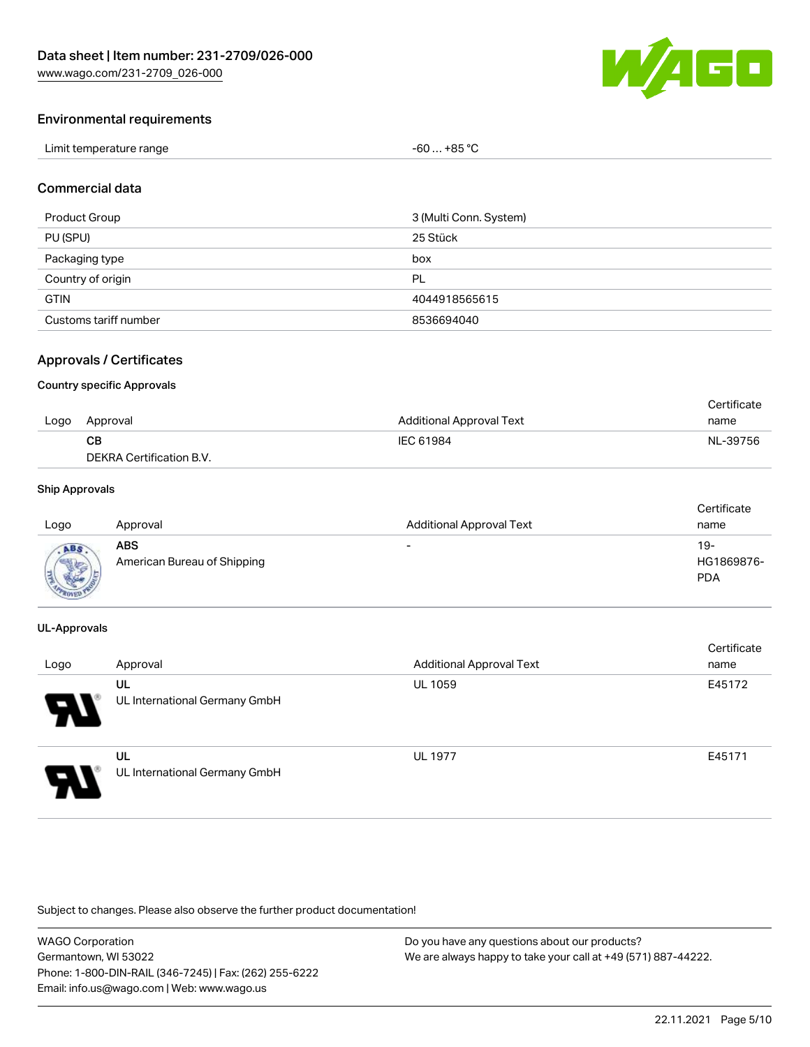## Environmental requirements

| Limit temperature range | -60 … +85 °C |
|---|---|

## Commercial data

| Product Group | 3 (Multi Conn. System) |
|---|---|
| PU (SPU) | 25 Stück |
| Packaging type | box |
| Country of origin | PL |
| GTIN | 4044918565615 |
| Customs tariff number | 8536694040 |

## Approvals / Certificates

### Country specific Approvals

| Logo | Approval | Additional Approval Text | Certificate name |
|---|---|---|---|
| | **CB**<br>DEKRA Certification B.V. | IEC 61984 | NL-39756 |

### Ship Approvals

| Logo | Approval | Additional Approval Text | Certificate name |
|---|---|---|---|
| | **ABS**<br>American Bureau of Shipping | - | 19-HG1869876-PDA |

### UL-Approvals

| Logo | Approval | Additional Approval Text | Certificate name |
|---|---|---|---|
| | **UL**<br>UL International Germany GmbH | UL 1059 | E45172 |
| | **UL**<br>UL International Germany GmbH | UL 1977 | E45171 |

Subject to changes. Please also observe the further product documentation!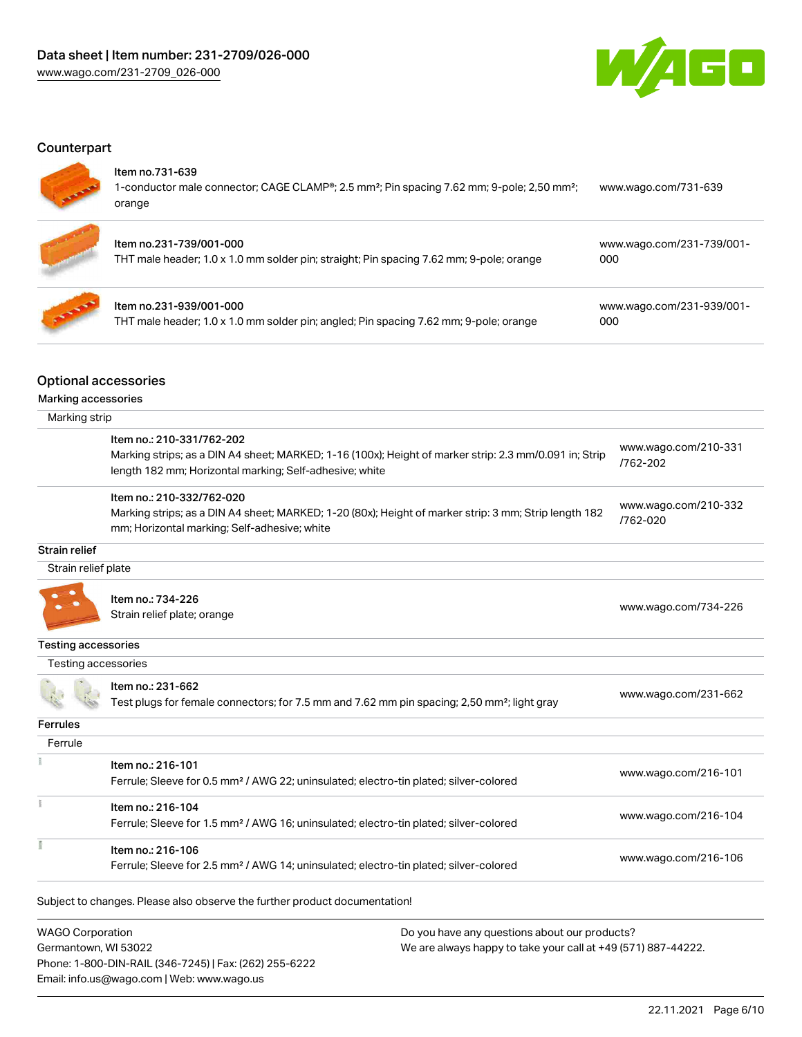## Counterpart

| | | |
|---|---|---|
| | Item no.731-639<br>1-conductor male connector; CAGE CLAMP®; 2.5 mm²; Pin spacing 7.62 mm; 9-pole; 2,50 mm²; orange | www.wago.com/731-639 |
| | Item no.231-739/001-000<br>THT male header; 1.0 x 1.0 mm solder pin; straight; Pin spacing 7.62 mm; 9-pole; orange | www.wago.com/231-739/001-000 |
| | Item no.231-939/001-000<br>THT male header; 1.0 x 1.0 mm solder pin; angled; Pin spacing 7.62 mm; 9-pole; orange | www.wago.com/231-939/001-000 |

## Optional accessories

### Marking accessories

Marking strip

| | | |
|---|---|---|
| | Item no.: 210-331/762-202<br>Marking strips; as a DIN A4 sheet; MARKED; 1-16 (100x); Height of marker strip: 2.3 mm/0.091 in; Strip length 182 mm; Horizontal marking; Self-adhesive; white | www.wago.com/210-331/762-202 |
| | Item no.: 210-332/762-020<br>Marking strips; as a DIN A4 sheet; MARKED; 1-20 (80x); Height of marker strip: 3 mm; Strip length 182 mm; Horizontal marking; Self-adhesive; white | www.wago.com/210-332/762-020 |

### Strain relief

Strain relief plate

| | | |
|---|---|---|
| | Item no.: 734-226<br>Strain relief plate; orange | www.wago.com/734-226 |

### Testing accessories

Testing accessories

| | | |
|---|---|---|
| | Item no.: 231-662<br>Test plugs for female connectors; for 7.5 mm and 7.62 mm pin spacing; 2,50 mm²; light gray | www.wago.com/231-662 |

### Ferrules

Ferrule

| | | |
|---|---|---|
| | Item no.: 216-101<br>Ferrule; Sleeve for 0.5 mm² / AWG 22; uninsulated; electro-tin plated; silver-colored | www.wago.com/216-101 |
| | Item no.: 216-104<br>Ferrule; Sleeve for 1.5 mm² / AWG 16; uninsulated; electro-tin plated; silver-colored | www.wago.com/216-104 |
| | Item no.: 216-106<br>Ferrule; Sleeve for 2.5 mm² / AWG 14; uninsulated; electro-tin plated; silver-colored | www.wago.com/216-106 |

Subject to changes. Please also observe the further product documentation!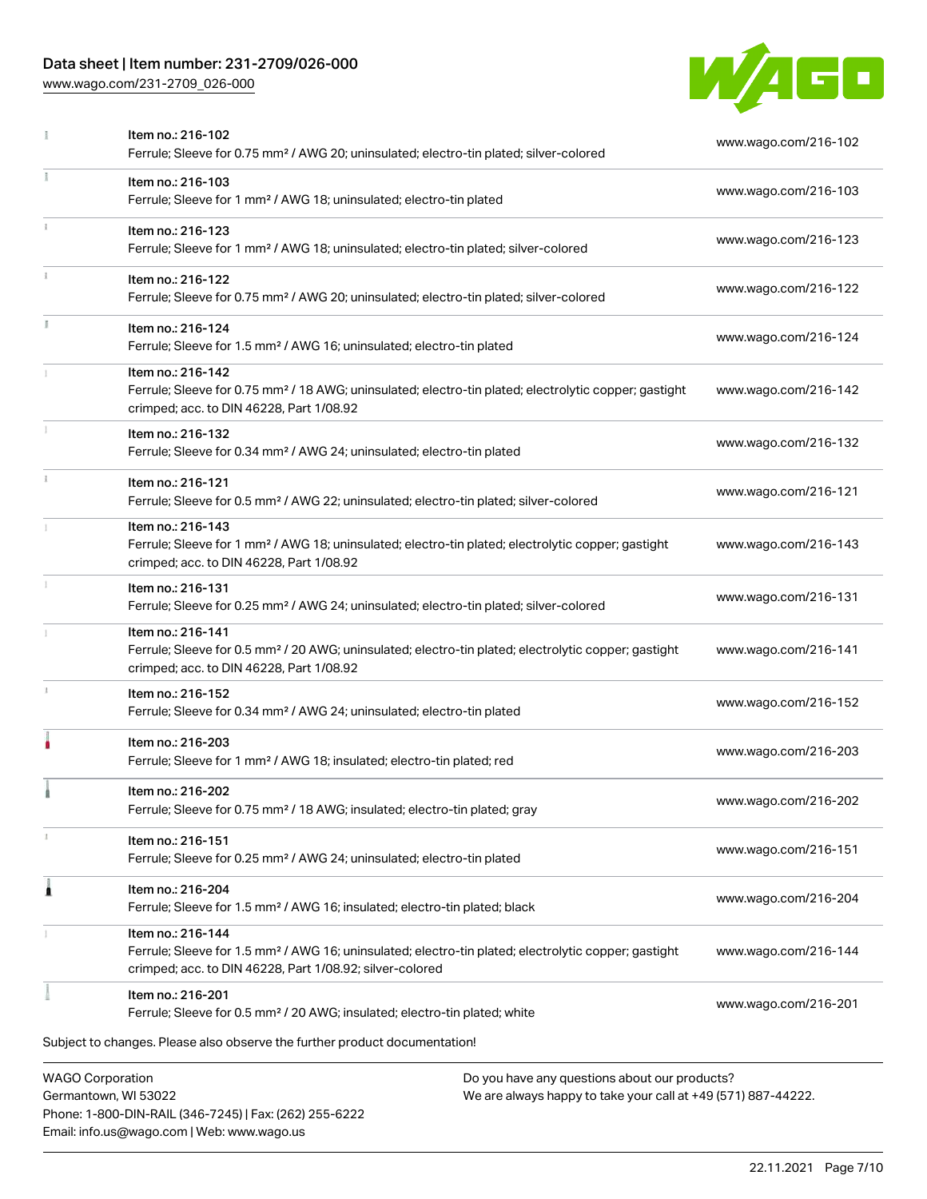| | | |
|---|---|---|
| | Item no.: 216-102<br>Ferrule; Sleeve for 0.75 mm² / AWG 20; uninsulated; electro-tin plated; silver-colored | www.wago.com/216-102 |
| | Item no.: 216-103<br>Ferrule; Sleeve for 1 mm² / AWG 18; uninsulated; electro-tin plated | www.wago.com/216-103 |
| | Item no.: 216-123<br>Ferrule; Sleeve for 1 mm² / AWG 18; uninsulated; electro-tin plated; silver-colored | www.wago.com/216-123 |
| | Item no.: 216-122<br>Ferrule; Sleeve for 0.75 mm² / AWG 20; uninsulated; electro-tin plated; silver-colored | www.wago.com/216-122 |
| | Item no.: 216-124<br>Ferrule; Sleeve for 1.5 mm² / AWG 16; uninsulated; electro-tin plated | www.wago.com/216-124 |
| | Item no.: 216-142<br>Ferrule; Sleeve for 0.75 mm² / 18 AWG; uninsulated; electro-tin plated; electrolytic copper; gastight crimped; acc. to DIN 46228, Part 1/08.92 | www.wago.com/216-142 |
| | Item no.: 216-132<br>Ferrule; Sleeve for 0.34 mm² / AWG 24; uninsulated; electro-tin plated | www.wago.com/216-132 |
| | Item no.: 216-121<br>Ferrule; Sleeve for 0.5 mm² / AWG 22; uninsulated; electro-tin plated; silver-colored | www.wago.com/216-121 |
| | Item no.: 216-143<br>Ferrule; Sleeve for 1 mm² / AWG 18; uninsulated; electro-tin plated; electrolytic copper; gastight crimped; acc. to DIN 46228, Part 1/08.92 | www.wago.com/216-143 |
| | Item no.: 216-131<br>Ferrule; Sleeve for 0.25 mm² / AWG 24; uninsulated; electro-tin plated; silver-colored | www.wago.com/216-131 |
| | Item no.: 216-141<br>Ferrule; Sleeve for 0.5 mm² / 20 AWG; uninsulated; electro-tin plated; electrolytic copper; gastight crimped; acc. to DIN 46228, Part 1/08.92 | www.wago.com/216-141 |
| | Item no.: 216-152<br>Ferrule; Sleeve for 0.34 mm² / AWG 24; uninsulated; electro-tin plated | www.wago.com/216-152 |
| | Item no.: 216-203<br>Ferrule; Sleeve for 1 mm² / AWG 18; insulated; electro-tin plated; red | www.wago.com/216-203 |
| | Item no.: 216-202<br>Ferrule; Sleeve for 0.75 mm² / 18 AWG; insulated; electro-tin plated; gray | www.wago.com/216-202 |
| | Item no.: 216-151<br>Ferrule; Sleeve for 0.25 mm² / AWG 24; uninsulated; electro-tin plated | www.wago.com/216-151 |
| | Item no.: 216-204<br>Ferrule; Sleeve for 1.5 mm² / AWG 16; insulated; electro-tin plated; black | www.wago.com/216-204 |
| | Item no.: 216-144<br>Ferrule; Sleeve for 1.5 mm² / AWG 16; uninsulated; electro-tin plated; electrolytic copper; gastight crimped; acc. to DIN 46228, Part 1/08.92; silver-colored | www.wago.com/216-144 |
| | Item no.: 216-201<br>Ferrule; Sleeve for 0.5 mm² / 20 AWG; insulated; electro-tin plated; white | www.wago.com/216-201 |

Subject to changes. Please also observe the further product documentation!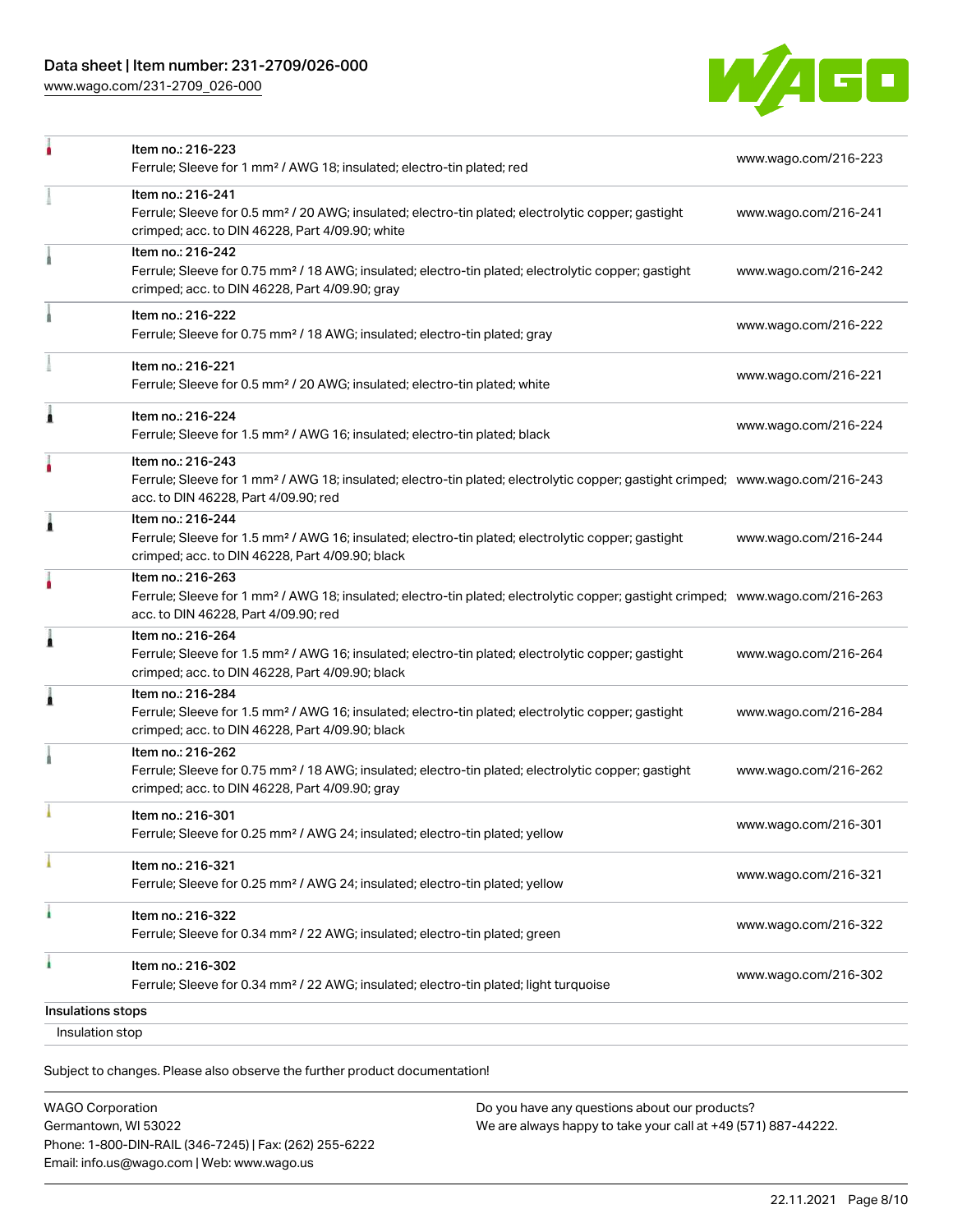| Item | Description | Link |
| --- | --- | --- |
| Item no.: 216-223 | Ferrule; Sleeve for 1 mm² / AWG 18; insulated; electro-tin plated; red | www.wago.com/216-223 |
| Item no.: 216-241 | Ferrule; Sleeve for 0.5 mm² / 20 AWG; insulated; electro-tin plated; electrolytic copper; gastight crimped; acc. to DIN 46228, Part 4/09.90; white | www.wago.com/216-241 |
| Item no.: 216-242 | Ferrule; Sleeve for 0.75 mm² / 18 AWG; insulated; electro-tin plated; electrolytic copper; gastight crimped; acc. to DIN 46228, Part 4/09.90; gray | www.wago.com/216-242 |
| Item no.: 216-222 | Ferrule; Sleeve for 0.75 mm² / 18 AWG; insulated; electro-tin plated; gray | www.wago.com/216-222 |
| Item no.: 216-221 | Ferrule; Sleeve for 0.5 mm² / 20 AWG; insulated; electro-tin plated; white | www.wago.com/216-221 |
| Item no.: 216-224 | Ferrule; Sleeve for 1.5 mm² / AWG 16; insulated; electro-tin plated; black | www.wago.com/216-224 |
| Item no.: 216-243 | Ferrule; Sleeve for 1 mm² / AWG 18; insulated; electro-tin plated; electrolytic copper; gastight crimped; acc. to DIN 46228, Part 4/09.90; red | www.wago.com/216-243 |
| Item no.: 216-244 | Ferrule; Sleeve for 1.5 mm² / AWG 16; insulated; electro-tin plated; electrolytic copper; gastight crimped; acc. to DIN 46228, Part 4/09.90; black | www.wago.com/216-244 |
| Item no.: 216-263 | Ferrule; Sleeve for 1 mm² / AWG 18; insulated; electro-tin plated; electrolytic copper; gastight crimped; acc. to DIN 46228, Part 4/09.90; red | www.wago.com/216-263 |
| Item no.: 216-264 | Ferrule; Sleeve for 1.5 mm² / AWG 16; insulated; electro-tin plated; electrolytic copper; gastight crimped; acc. to DIN 46228, Part 4/09.90; black | www.wago.com/216-264 |
| Item no.: 216-284 | Ferrule; Sleeve for 1.5 mm² / AWG 16; insulated; electro-tin plated; electrolytic copper; gastight crimped; acc. to DIN 46228, Part 4/09.90; black | www.wago.com/216-284 |
| Item no.: 216-262 | Ferrule; Sleeve for 0.75 mm² / 18 AWG; insulated; electro-tin plated; electrolytic copper; gastight crimped; acc. to DIN 46228, Part 4/09.90; gray | www.wago.com/216-262 |
| Item no.: 216-301 | Ferrule; Sleeve for 0.25 mm² / AWG 24; insulated; electro-tin plated; yellow | www.wago.com/216-301 |
| Item no.: 216-321 | Ferrule; Sleeve for 0.25 mm² / AWG 24; insulated; electro-tin plated; yellow | www.wago.com/216-321 |
| Item no.: 216-322 | Ferrule; Sleeve for 0.34 mm² / 22 AWG; insulated; electro-tin plated; green | www.wago.com/216-322 |
| Item no.: 216-302 | Ferrule; Sleeve for 0.34 mm² / 22 AWG; insulated; electro-tin plated; light turquoise | www.wago.com/216-302 |

**Insulations stops**

Insulation stop

Subject to changes. Please also observe the further product documentation!

WAGO Corporation
Germantown, WI 53022
Phone: 1-800-DIN-RAIL (346-7245) | Fax: (262) 255-6222
Email: info.us@wago.com | Web: www.wago.us

Do you have any questions about our products?
We are always happy to take your call at +49 (571) 887-44222.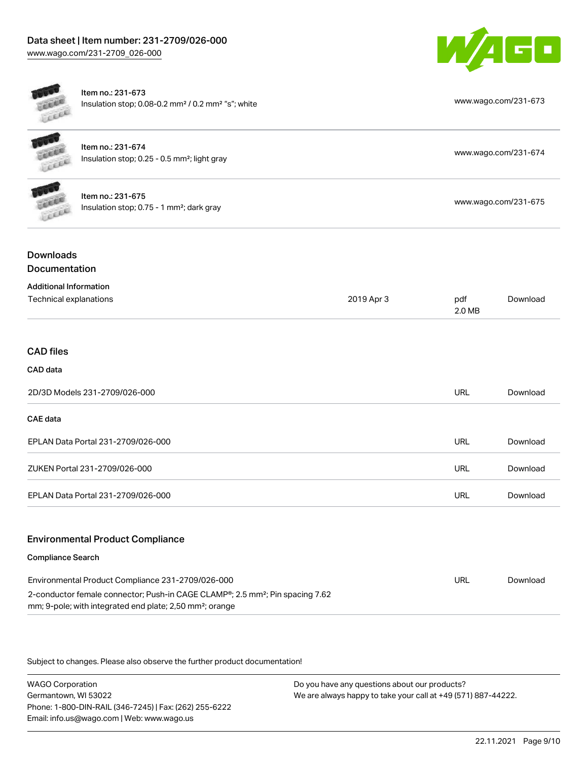| Item | Description | Link |
| --- | --- | --- |
| Item no.: 231-673 | Insulation stop; 0.08-0.2 mm² / 0.2 mm² "s"; white | www.wago.com/231-673 |
| Item no.: 231-674 | Insulation stop; 0.25 - 0.5 mm²; light gray | www.wago.com/231-674 |
| Item no.: 231-675 | Insulation stop; 0.75 - 1 mm²; dark gray | www.wago.com/231-675 |

## Downloads

### Documentation

**Additional Information**

| | | | |
| --- | --- | --- | --- |
| Technical explanations | 2019 Apr 3 | pdf 2.0 MB | Download |

## CAD files

**CAD data**

| | | |
| --- | --- | --- |
| 2D/3D Models 231-2709/026-000 | URL | Download |

**CAE data**

| | | |
| --- | --- | --- |
| EPLAN Data Portal 231-2709/026-000 | URL | Download |
| ZUKEN Portal 231-2709/026-000 | URL | Download |
| EPLAN Data Portal 231-2709/026-000 | URL | Download |

## Environmental Product Compliance

**Compliance Search**

| | | |
| --- | --- | --- |
| Environmental Product Compliance 231-2709/026-000<br>2-conductor female connector; Push-in CAGE CLAMP®; 2.5 mm²; Pin spacing 7.62 mm; 9-pole; with integrated end plate; 2,50 mm²; orange | URL | Download |

Subject to changes. Please also observe the further product documentation!

WAGO Corporation
Germantown, WI 53022
Phone: 1-800-DIN-RAIL (346-7245) | Fax: (262) 255-6222
Email: info.us@wago.com | Web: www.wago.us

Do you have any questions about our products?
We are always happy to take your call at +49 (571) 887-44222.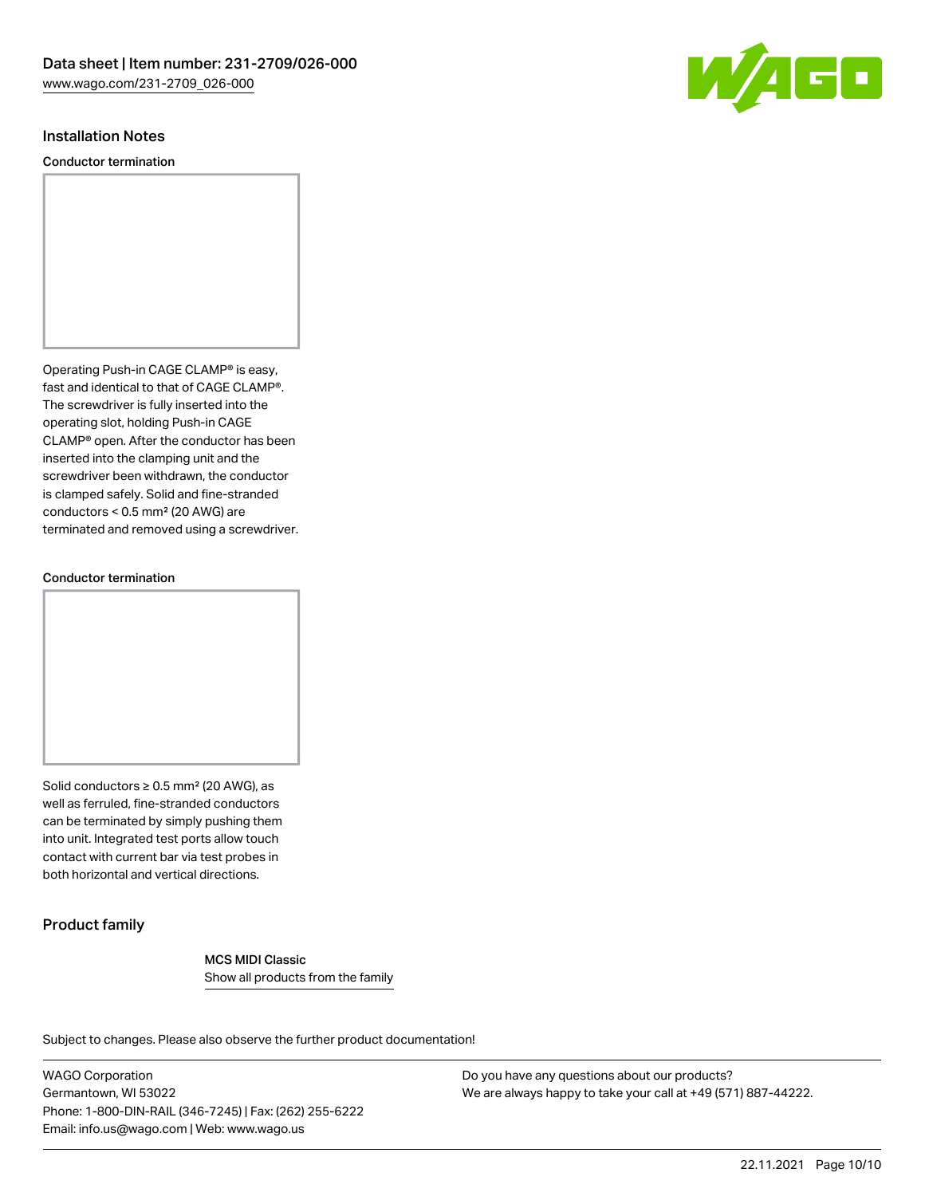## Installation Notes

### Conductor termination

Operating Push-in CAGE CLAMP® is easy, fast and identical to that of CAGE CLAMP®. The screwdriver is fully inserted into the operating slot, holding Push-in CAGE CLAMP® open. After the conductor has been inserted into the clamping unit and the screwdriver been withdrawn, the conductor is clamped safely. Solid and fine-stranded conductors < 0.5 mm² (20 AWG) are terminated and removed using a screwdriver.

### Conductor termination

Solid conductors ≥ 0.5 mm² (20 AWG), as well as ferruled, fine-stranded conductors can be terminated by simply pushing them into unit. Integrated test ports allow touch contact with current bar via test probes in both horizontal and vertical directions.

## Product family

MCS MIDI Classic
Show all products from the family

Subject to changes. Please also observe the further product documentation!

WAGO Corporation
Germantown, WI 53022
Phone: 1-800-DIN-RAIL (346-7245) | Fax: (262) 255-6222
Email: info.us@wago.com | Web: www.wago.us

Do you have any questions about our products?
We are always happy to take your call at +49 (571) 887-44222.